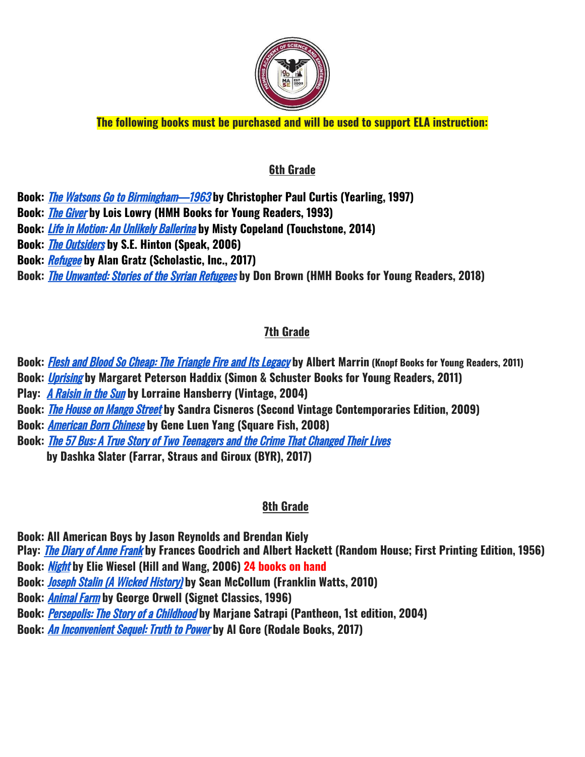**The following books must be purchased and will be used to support ELA instruction:**

## 6th Grade

**Book:** *The Watsons Go to Birmingham—1963* **by Christopher Paul Curtis (Yearling, 1997)**
**Book:** *The Giver* **by Lois Lowry (HMH Books for Young Readers, 1993)**
**Book:** *Life in Motion: An Unlikely Ballerina* **by Misty Copeland (Touchstone, 2014)**
**Book:** *The Outsiders* **by S.E. Hinton (Speak, 2006)**
**Book:** *Refugee* **by Alan Gratz (Scholastic, Inc., 2017)**
**Book:** *The Unwanted: Stories of the Syrian Refugees* **by Don Brown (HMH Books for Young Readers, 2018)**

## 7th Grade

**Book:** *Flesh and Blood So Cheap: The Triangle Fire and Its Legacy* **by Albert Marrin (Knopf Books for Young Readers, 2011)**
**Book:** *Uprising* **by Margaret Peterson Haddix (Simon & Schuster Books for Young Readers, 2011)**
**Play:** *A Raisin in the Sun* **by Lorraine Hansberry (Vintage, 2004)**
**Book:** *The House on Mango Street* **by Sandra Cisneros (Second Vintage Contemporaries Edition, 2009)**
**Book:** *American Born Chinese* **by Gene Luen Yang (Square Fish, 2008)**
**Book:** *The 57 Bus: A True Story of Two Teenagers and the Crime That Changed Their Lives* **by Dashka Slater (Farrar, Straus and Giroux (BYR), 2017)**

## 8th Grade

**Book: All American Boys by Jason Reynolds and Brendan Kiely**
**Play:** *The Diary of Anne Frank* **by Frances Goodrich and Albert Hackett (Random House; First Printing Edition, 1956)**
**Book:** *Night* **by Elie Wiesel (Hill and Wang, 2006) 24 books on hand**
**Book:** *Joseph Stalin (A Wicked History)* **by Sean McCollum (Franklin Watts, 2010)**
**Book:** *Animal Farm* **by George Orwell (Signet Classics, 1996)**
**Book:** *Persepolis: The Story of a Childhood* **by Marjane Satrapi (Pantheon, 1st edition, 2004)**
**Book:** *An Inconvenient Sequel: Truth to Power* **by Al Gore (Rodale Books, 2017)**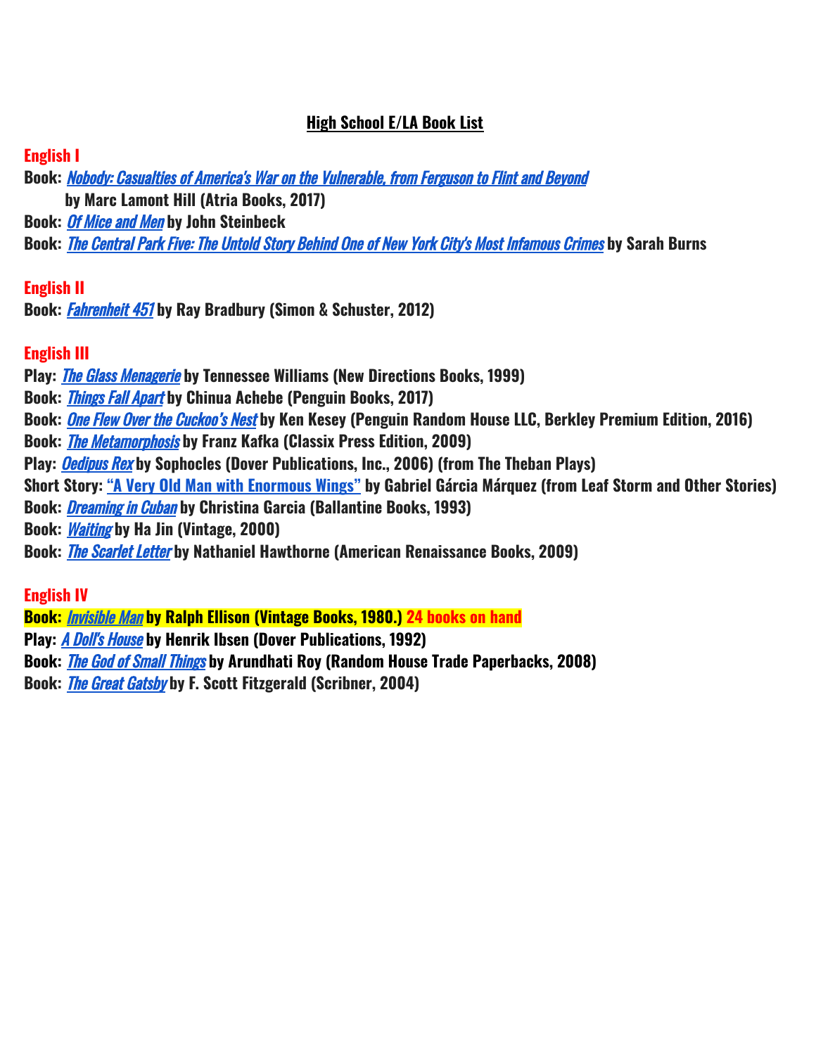# High School E/LA Book List

## English I

**Book:** ***Nobody: Casualties of America's War on the Vulnerable, from Ferguson to Flint and Beyond*** **by Marc Lamont Hill (Atria Books, 2017)**

**Book:** ***Of Mice and Men*** **by John Steinbeck**

**Book:** ***The Central Park Five: The Untold Story Behind One of New York City's Most Infamous Crimes*** **by Sarah Burns**

## English II

**Book:** ***Fahrenheit 451*** **by Ray Bradbury (Simon & Schuster, 2012)**

## English III

**Play:** ***The Glass Menagerie*** **by Tennessee Williams (New Directions Books, 1999)**

**Book:** ***Things Fall Apart*** **by Chinua Achebe (Penguin Books, 2017)**

**Book:** ***One Flew Over the Cuckoo's Nest*** **by Ken Kesey (Penguin Random House LLC, Berkley Premium Edition, 2016)**

**Book:** ***The Metamorphosis*** **by Franz Kafka (Classix Press Edition, 2009)**

**Play:** ***Oedipus Rex*** **by Sophocles (Dover Publications, Inc., 2006) (from The Theban Plays)**

**Short Story:** **"A Very Old Man with Enormous Wings"** **by Gabriel Gárcia Márquez (from Leaf Storm and Other Stories)**

**Book:** ***Dreaming in Cuban*** **by Christina Garcia (Ballantine Books, 1993)**

**Book:** ***Waiting*** **by Ha Jin (Vintage, 2000)**

**Book:** ***The Scarlet Letter*** **by Nathaniel Hawthorne (American Renaissance Books, 2009)**

## English IV

**Book:** ***Invisible Man*** **by Ralph Ellison (Vintage Books, 1980.)** **24 books on hand**

**Play:** ***A Doll's House*** **by Henrik Ibsen (Dover Publications, 1992)**

**Book:** ***The God of Small Things*** **by Arundhati Roy (Random House Trade Paperbacks, 2008)**

**Book:** ***The Great Gatsby*** **by F. Scott Fitzgerald (Scribner, 2004)**